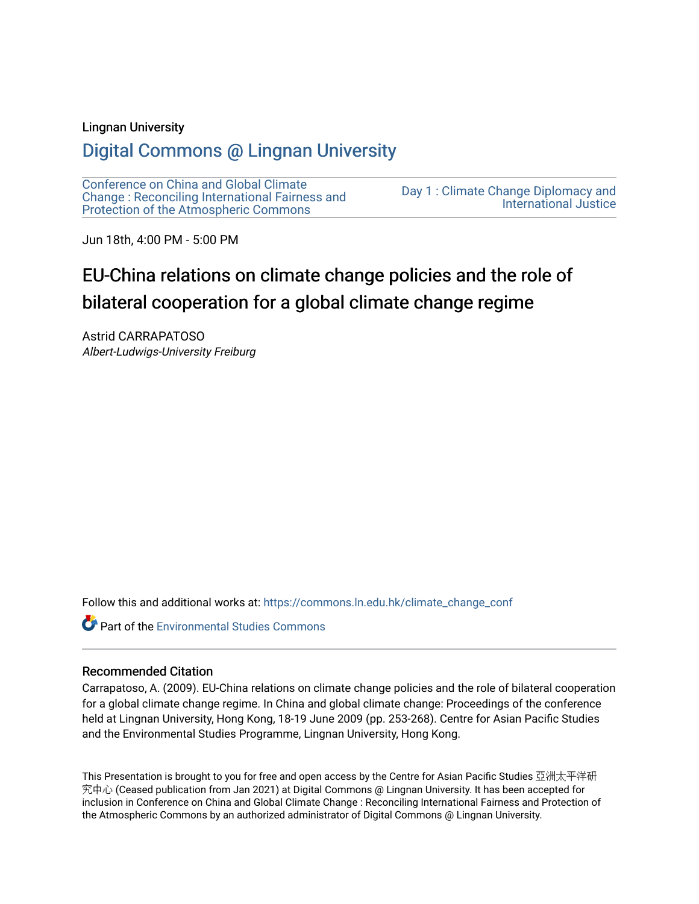Lingnan University

## Digital Commons @ Lingnan University

Conference on China and Global Climate Change : Reconciling International Fairness and Protection of the Atmospheric Commons

Day 1 : Climate Change Diplomacy and International Justice

Jun 18th, 4:00 PM - 5:00 PM

# EU-China relations on climate change policies and the role of bilateral cooperation for a global climate change regime

Astrid CARRAPATOSO
*Albert-Ludwigs-University Freiburg*

Follow this and additional works at: https://commons.ln.edu.hk/climate_change_conf

Part of the Environmental Studies Commons

### Recommended Citation

Carrapatoso, A. (2009). EU-China relations on climate change policies and the role of bilateral cooperation for a global climate change regime. In China and global climate change: Proceedings of the conference held at Lingnan University, Hong Kong, 18-19 June 2009 (pp. 253-268). Centre for Asian Pacific Studies and the Environmental Studies Programme, Lingnan University, Hong Kong.

This Presentation is brought to you for free and open access by the Centre for Asian Pacific Studies 亞洲太平洋研究中心 (Ceased publication from Jan 2021) at Digital Commons @ Lingnan University. It has been accepted for inclusion in Conference on China and Global Climate Change : Reconciling International Fairness and Protection of the Atmospheric Commons by an authorized administrator of Digital Commons @ Lingnan University.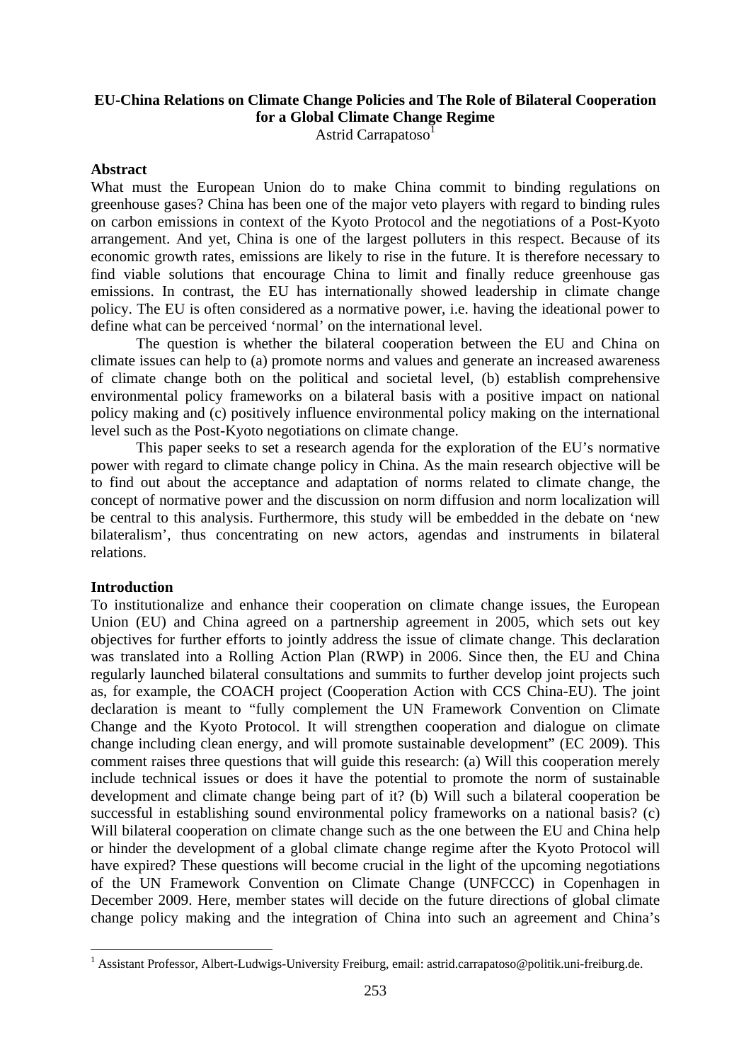**EU-China Relations on Climate Change Policies and The Role of Bilateral Cooperation for a Global Climate Change Regime**

Astrid Carrapatoso[1]

**Abstract**

What must the European Union do to make China commit to binding regulations on greenhouse gases? China has been one of the major veto players with regard to binding rules on carbon emissions in context of the Kyoto Protocol and the negotiations of a Post-Kyoto arrangement. And yet, China is one of the largest polluters in this respect. Because of its economic growth rates, emissions are likely to rise in the future. It is therefore necessary to find viable solutions that encourage China to limit and finally reduce greenhouse gas emissions. In contrast, the EU has internationally showed leadership in climate change policy. The EU is often considered as a normative power, i.e. having the ideational power to define what can be perceived 'normal' on the international level.

The question is whether the bilateral cooperation between the EU and China on climate issues can help to (a) promote norms and values and generate an increased awareness of climate change both on the political and societal level, (b) establish comprehensive environmental policy frameworks on a bilateral basis with a positive impact on national policy making and (c) positively influence environmental policy making on the international level such as the Post-Kyoto negotiations on climate change.

This paper seeks to set a research agenda for the exploration of the EU's normative power with regard to climate change policy in China. As the main research objective will be to find out about the acceptance and adaptation of norms related to climate change, the concept of normative power and the discussion on norm diffusion and norm localization will be central to this analysis. Furthermore, this study will be embedded in the debate on 'new bilateralism', thus concentrating on new actors, agendas and instruments in bilateral relations.

**Introduction**

To institutionalize and enhance their cooperation on climate change issues, the European Union (EU) and China agreed on a partnership agreement in 2005, which sets out key objectives for further efforts to jointly address the issue of climate change. This declaration was translated into a Rolling Action Plan (RWP) in 2006. Since then, the EU and China regularly launched bilateral consultations and summits to further develop joint projects such as, for example, the COACH project (Cooperation Action with CCS China-EU). The joint declaration is meant to "fully complement the UN Framework Convention on Climate Change and the Kyoto Protocol. It will strengthen cooperation and dialogue on climate change including clean energy, and will promote sustainable development" (EC 2009). This comment raises three questions that will guide this research: (a) Will this cooperation merely include technical issues or does it have the potential to promote the norm of sustainable development and climate change being part of it? (b) Will such a bilateral cooperation be successful in establishing sound environmental policy frameworks on a national basis? (c) Will bilateral cooperation on climate change such as the one between the EU and China help or hinder the development of a global climate change regime after the Kyoto Protocol will have expired? These questions will become crucial in the light of the upcoming negotiations of the UN Framework Convention on Climate Change (UNFCCC) in Copenhagen in December 2009. Here, member states will decide on the future directions of global climate change policy making and the integration of China into such an agreement and China's

[1] Assistant Professor, Albert-Ludwigs-University Freiburg, email: astrid.carrapatoso@politik.uni-freiburg.de.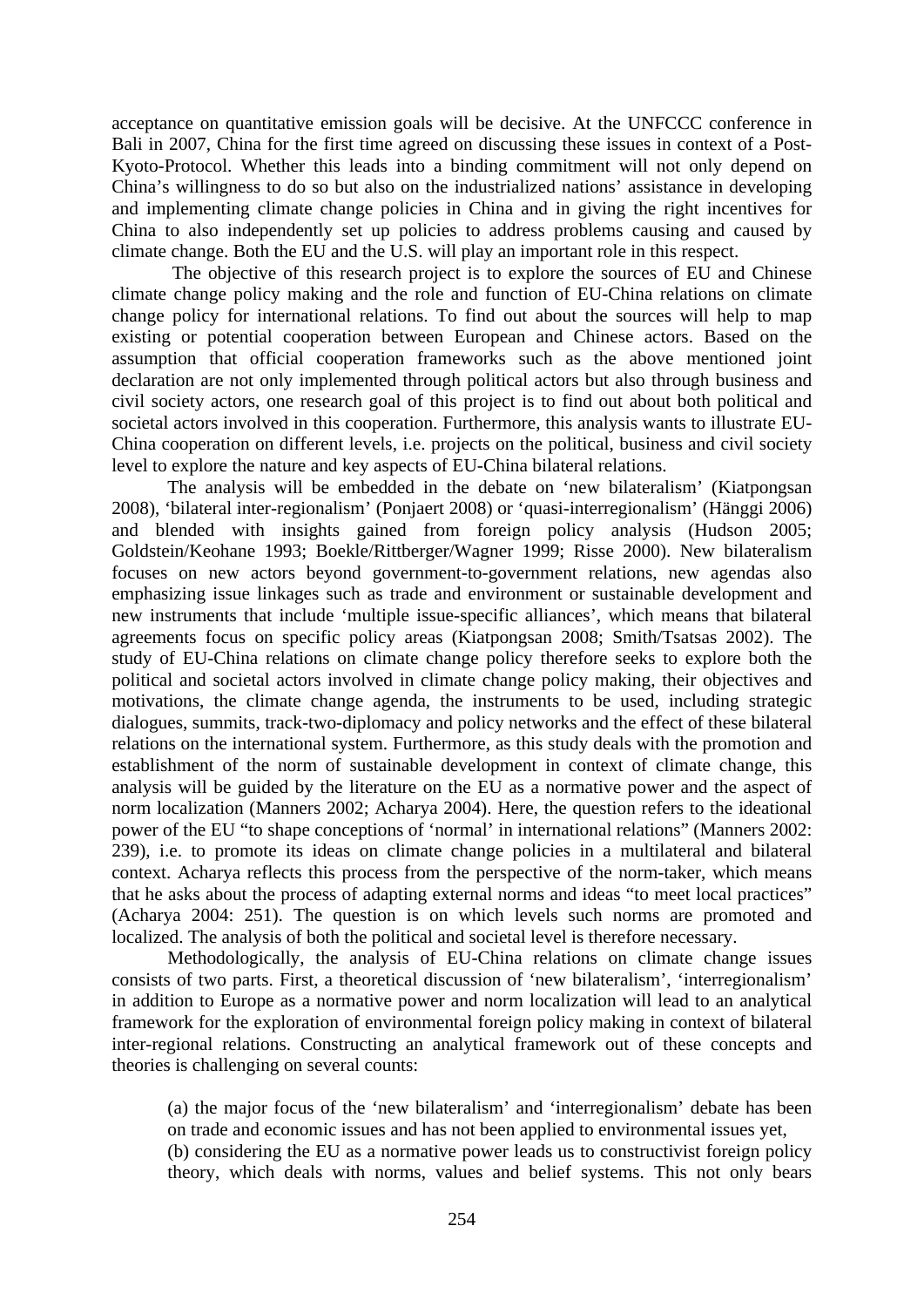acceptance on quantitative emission goals will be decisive. At the UNFCCC conference in Bali in 2007, China for the first time agreed on discussing these issues in context of a Post-Kyoto-Protocol. Whether this leads into a binding commitment will not only depend on China's willingness to do so but also on the industrialized nations' assistance in developing and implementing climate change policies in China and in giving the right incentives for China to also independently set up policies to address problems causing and caused by climate change. Both the EU and the U.S. will play an important role in this respect.

The objective of this research project is to explore the sources of EU and Chinese climate change policy making and the role and function of EU-China relations on climate change policy for international relations. To find out about the sources will help to map existing or potential cooperation between European and Chinese actors. Based on the assumption that official cooperation frameworks such as the above mentioned joint declaration are not only implemented through political actors but also through business and civil society actors, one research goal of this project is to find out about both political and societal actors involved in this cooperation. Furthermore, this analysis wants to illustrate EU-China cooperation on different levels, i.e. projects on the political, business and civil society level to explore the nature and key aspects of EU-China bilateral relations.

The analysis will be embedded in the debate on 'new bilateralism' (Kiatpongsan 2008), 'bilateral inter-regionalism' (Ponjaert 2008) or 'quasi-interregionalism' (Hänggi 2006) and blended with insights gained from foreign policy analysis (Hudson 2005; Goldstein/Keohane 1993; Boekle/Rittberger/Wagner 1999; Risse 2000). New bilateralism focuses on new actors beyond government-to-government relations, new agendas also emphasizing issue linkages such as trade and environment or sustainable development and new instruments that include 'multiple issue-specific alliances', which means that bilateral agreements focus on specific policy areas (Kiatpongsan 2008; Smith/Tsatsas 2002). The study of EU-China relations on climate change policy therefore seeks to explore both the political and societal actors involved in climate change policy making, their objectives and motivations, the climate change agenda, the instruments to be used, including strategic dialogues, summits, track-two-diplomacy and policy networks and the effect of these bilateral relations on the international system. Furthermore, as this study deals with the promotion and establishment of the norm of sustainable development in context of climate change, this analysis will be guided by the literature on the EU as a normative power and the aspect of norm localization (Manners 2002; Acharya 2004). Here, the question refers to the ideational power of the EU "to shape conceptions of 'normal' in international relations" (Manners 2002: 239), i.e. to promote its ideas on climate change policies in a multilateral and bilateral context. Acharya reflects this process from the perspective of the norm-taker, which means that he asks about the process of adapting external norms and ideas "to meet local practices" (Acharya 2004: 251). The question is on which levels such norms are promoted and localized. The analysis of both the political and societal level is therefore necessary.

Methodologically, the analysis of EU-China relations on climate change issues consists of two parts. First, a theoretical discussion of 'new bilateralism', 'interregionalism' in addition to Europe as a normative power and norm localization will lead to an analytical framework for the exploration of environmental foreign policy making in context of bilateral inter-regional relations. Constructing an analytical framework out of these concepts and theories is challenging on several counts:

(a) the major focus of the 'new bilateralism' and 'interregionalism' debate has been on trade and economic issues and has not been applied to environmental issues yet,
(b) considering the EU as a normative power leads us to constructivist foreign policy theory, which deals with norms, values and belief systems. This not only bears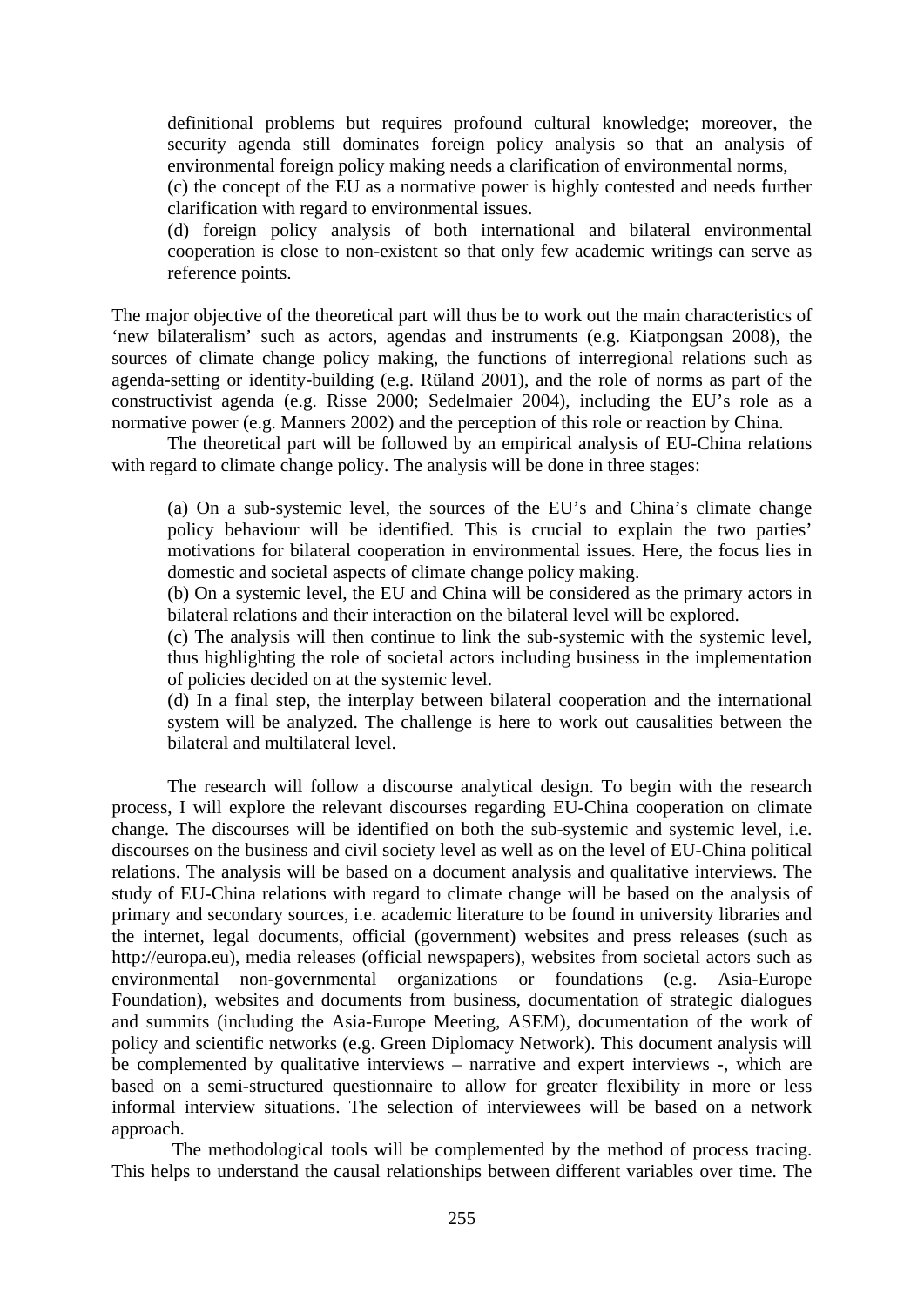definitional problems but requires profound cultural knowledge; moreover, the security agenda still dominates foreign policy analysis so that an analysis of environmental foreign policy making needs a clarification of environmental norms,

(c) the concept of the EU as a normative power is highly contested and needs further clarification with regard to environmental issues.

(d) foreign policy analysis of both international and bilateral environmental cooperation is close to non-existent so that only few academic writings can serve as reference points.

The major objective of the theoretical part will thus be to work out the main characteristics of 'new bilateralism' such as actors, agendas and instruments (e.g. Kiatpongsan 2008), the sources of climate change policy making, the functions of interregional relations such as agenda-setting or identity-building (e.g. Rüland 2001), and the role of norms as part of the constructivist agenda (e.g. Risse 2000; Sedelmaier 2004), including the EU's role as a normative power (e.g. Manners 2002) and the perception of this role or reaction by China.

The theoretical part will be followed by an empirical analysis of EU-China relations with regard to climate change policy. The analysis will be done in three stages:

(a) On a sub-systemic level, the sources of the EU's and China's climate change policy behaviour will be identified. This is crucial to explain the two parties' motivations for bilateral cooperation in environmental issues. Here, the focus lies in domestic and societal aspects of climate change policy making.

(b) On a systemic level, the EU and China will be considered as the primary actors in bilateral relations and their interaction on the bilateral level will be explored.

(c) The analysis will then continue to link the sub-systemic with the systemic level, thus highlighting the role of societal actors including business in the implementation of policies decided on at the systemic level.

(d) In a final step, the interplay between bilateral cooperation and the international system will be analyzed. The challenge is here to work out causalities between the bilateral and multilateral level.

The research will follow a discourse analytical design. To begin with the research process, I will explore the relevant discourses regarding EU-China cooperation on climate change. The discourses will be identified on both the sub-systemic and systemic level, i.e. discourses on the business and civil society level as well as on the level of EU-China political relations. The analysis will be based on a document analysis and qualitative interviews. The study of EU-China relations with regard to climate change will be based on the analysis of primary and secondary sources, i.e. academic literature to be found in university libraries and the internet, legal documents, official (government) websites and press releases (such as http://europa.eu), media releases (official newspapers), websites from societal actors such as environmental non-governmental organizations or foundations (e.g. Asia-Europe Foundation), websites and documents from business, documentation of strategic dialogues and summits (including the Asia-Europe Meeting, ASEM), documentation of the work of policy and scientific networks (e.g. Green Diplomacy Network). This document analysis will be complemented by qualitative interviews – narrative and expert interviews -, which are based on a semi-structured questionnaire to allow for greater flexibility in more or less informal interview situations. The selection of interviewees will be based on a network approach.

The methodological tools will be complemented by the method of process tracing. This helps to understand the causal relationships between different variables over time. The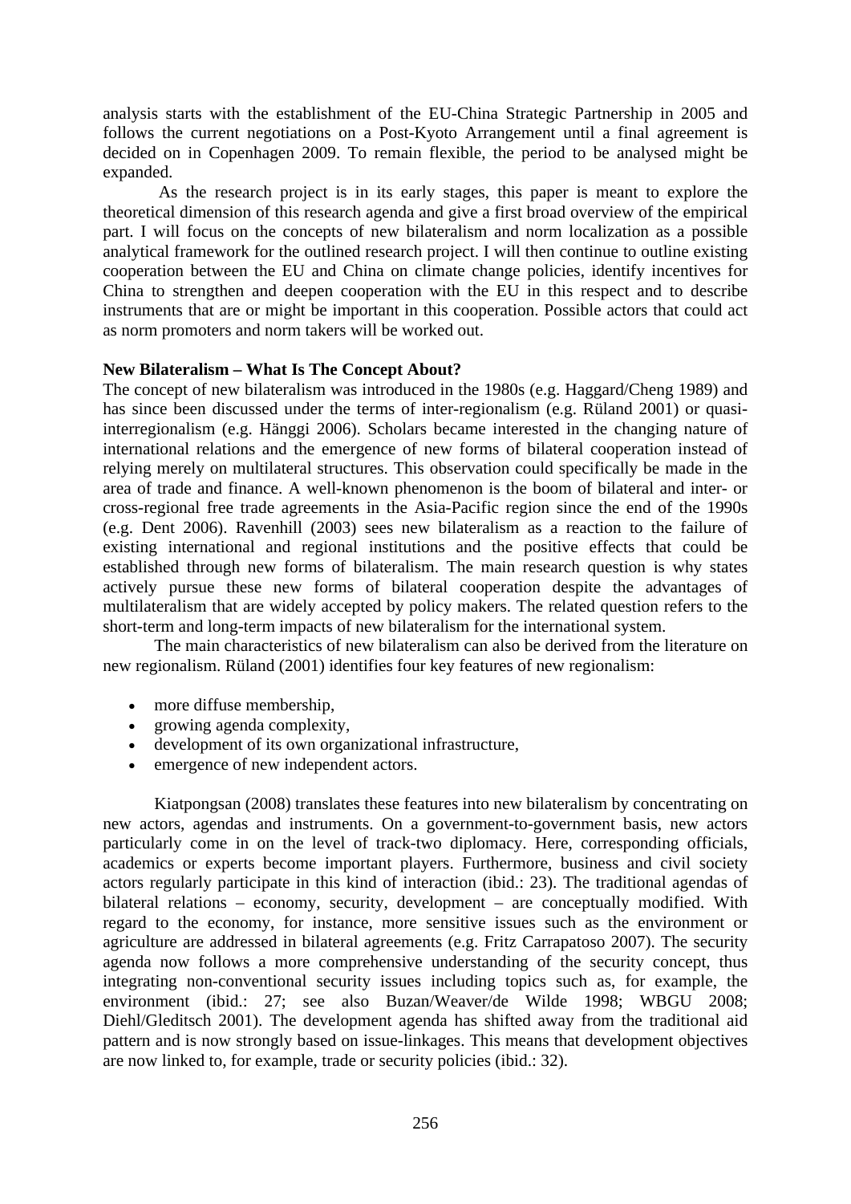analysis starts with the establishment of the EU-China Strategic Partnership in 2005 and follows the current negotiations on a Post-Kyoto Arrangement until a final agreement is decided on in Copenhagen 2009. To remain flexible, the period to be analysed might be expanded.

As the research project is in its early stages, this paper is meant to explore the theoretical dimension of this research agenda and give a first broad overview of the empirical part. I will focus on the concepts of new bilateralism and norm localization as a possible analytical framework for the outlined research project. I will then continue to outline existing cooperation between the EU and China on climate change policies, identify incentives for China to strengthen and deepen cooperation with the EU in this respect and to describe instruments that are or might be important in this cooperation. Possible actors that could act as norm promoters and norm takers will be worked out.

**New Bilateralism – What Is The Concept About?**

The concept of new bilateralism was introduced in the 1980s (e.g. Haggard/Cheng 1989) and has since been discussed under the terms of inter-regionalism (e.g. Rüland 2001) or quasi-interregionalism (e.g. Hänggi 2006). Scholars became interested in the changing nature of international relations and the emergence of new forms of bilateral cooperation instead of relying merely on multilateral structures. This observation could specifically be made in the area of trade and finance. A well-known phenomenon is the boom of bilateral and inter- or cross-regional free trade agreements in the Asia-Pacific region since the end of the 1990s (e.g. Dent 2006). Ravenhill (2003) sees new bilateralism as a reaction to the failure of existing international and regional institutions and the positive effects that could be established through new forms of bilateralism. The main research question is why states actively pursue these new forms of bilateral cooperation despite the advantages of multilateralism that are widely accepted by policy makers. The related question refers to the short-term and long-term impacts of new bilateralism for the international system.

The main characteristics of new bilateralism can also be derived from the literature on new regionalism. Rüland (2001) identifies four key features of new regionalism:

- more diffuse membership,
- growing agenda complexity,
- development of its own organizational infrastructure,
- emergence of new independent actors.

Kiatpongsan (2008) translates these features into new bilateralism by concentrating on new actors, agendas and instruments. On a government-to-government basis, new actors particularly come in on the level of track-two diplomacy. Here, corresponding officials, academics or experts become important players. Furthermore, business and civil society actors regularly participate in this kind of interaction (ibid.: 23). The traditional agendas of bilateral relations – economy, security, development – are conceptually modified. With regard to the economy, for instance, more sensitive issues such as the environment or agriculture are addressed in bilateral agreements (e.g. Fritz Carrapatoso 2007). The security agenda now follows a more comprehensive understanding of the security concept, thus integrating non-conventional security issues including topics such as, for example, the environment (ibid.: 27; see also Buzan/Weaver/de Wilde 1998; WBGU 2008; Diehl/Gleditsch 2001). The development agenda has shifted away from the traditional aid pattern and is now strongly based on issue-linkages. This means that development objectives are now linked to, for example, trade or security policies (ibid.: 32).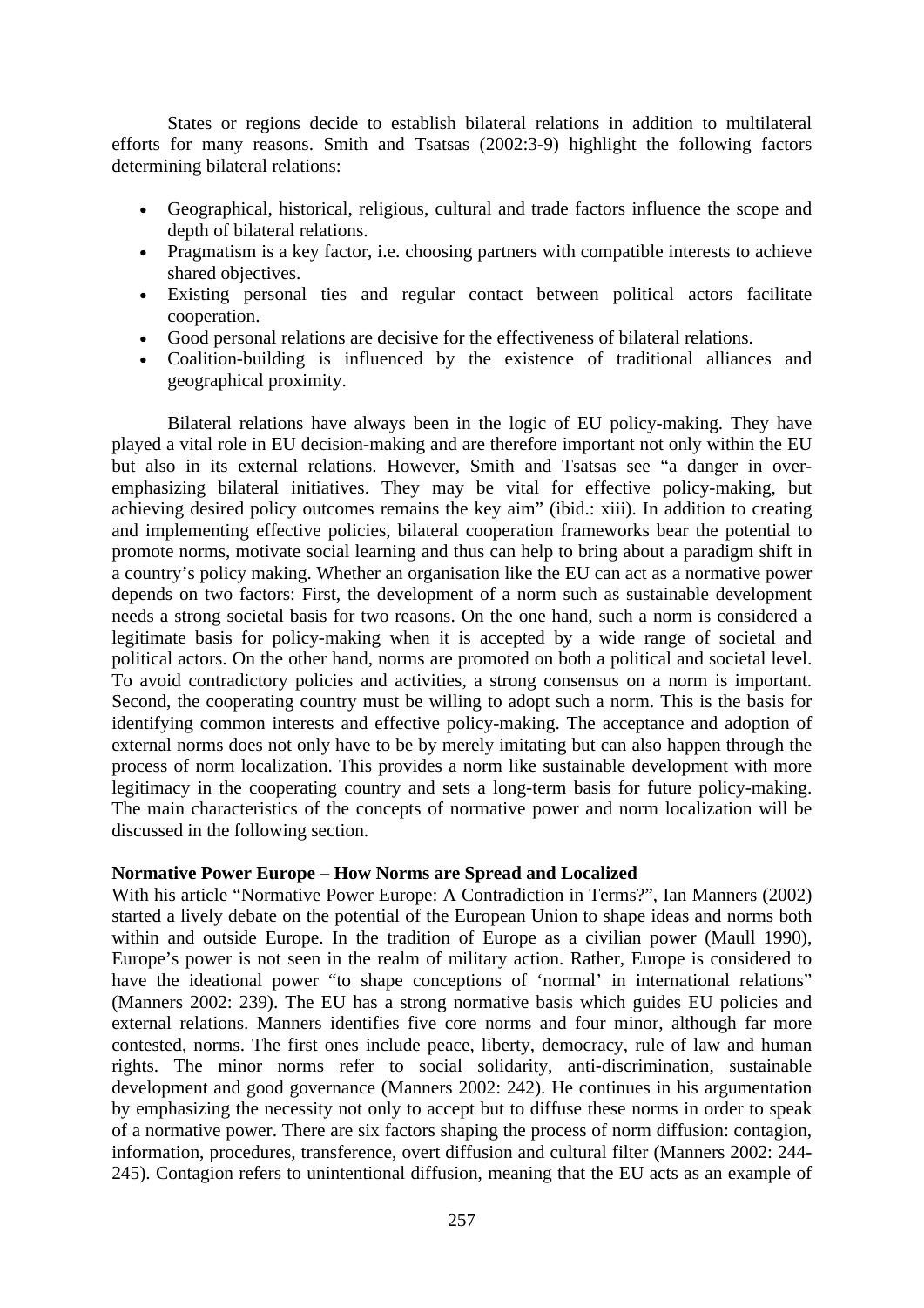States or regions decide to establish bilateral relations in addition to multilateral efforts for many reasons. Smith and Tsatsas (2002:3-9) highlight the following factors determining bilateral relations:

- Geographical, historical, religious, cultural and trade factors influence the scope and depth of bilateral relations.
- Pragmatism is a key factor, i.e. choosing partners with compatible interests to achieve shared objectives.
- Existing personal ties and regular contact between political actors facilitate cooperation.
- Good personal relations are decisive for the effectiveness of bilateral relations.
- Coalition-building is influenced by the existence of traditional alliances and geographical proximity.

Bilateral relations have always been in the logic of EU policy-making. They have played a vital role in EU decision-making and are therefore important not only within the EU but also in its external relations. However, Smith and Tsatsas see "a danger in over-emphasizing bilateral initiatives. They may be vital for effective policy-making, but achieving desired policy outcomes remains the key aim" (ibid.: xiii). In addition to creating and implementing effective policies, bilateral cooperation frameworks bear the potential to promote norms, motivate social learning and thus can help to bring about a paradigm shift in a country's policy making. Whether an organisation like the EU can act as a normative power depends on two factors: First, the development of a norm such as sustainable development needs a strong societal basis for two reasons. On the one hand, such a norm is considered a legitimate basis for policy-making when it is accepted by a wide range of societal and political actors. On the other hand, norms are promoted on both a political and societal level. To avoid contradictory policies and activities, a strong consensus on a norm is important. Second, the cooperating country must be willing to adopt such a norm. This is the basis for identifying common interests and effective policy-making. The acceptance and adoption of external norms does not only have to be by merely imitating but can also happen through the process of norm localization. This provides a norm like sustainable development with more legitimacy in the cooperating country and sets a long-term basis for future policy-making. The main characteristics of the concepts of normative power and norm localization will be discussed in the following section.

**Normative Power Europe – How Norms are Spread and Localized**

With his article "Normative Power Europe: A Contradiction in Terms?", Ian Manners (2002) started a lively debate on the potential of the European Union to shape ideas and norms both within and outside Europe. In the tradition of Europe as a civilian power (Maull 1990), Europe's power is not seen in the realm of military action. Rather, Europe is considered to have the ideational power "to shape conceptions of 'normal' in international relations" (Manners 2002: 239). The EU has a strong normative basis which guides EU policies and external relations. Manners identifies five core norms and four minor, although far more contested, norms. The first ones include peace, liberty, democracy, rule of law and human rights. The minor norms refer to social solidarity, anti-discrimination, sustainable development and good governance (Manners 2002: 242). He continues in his argumentation by emphasizing the necessity not only to accept but to diffuse these norms in order to speak of a normative power. There are six factors shaping the process of norm diffusion: contagion, information, procedures, transference, overt diffusion and cultural filter (Manners 2002: 244-245). Contagion refers to unintentional diffusion, meaning that the EU acts as an example of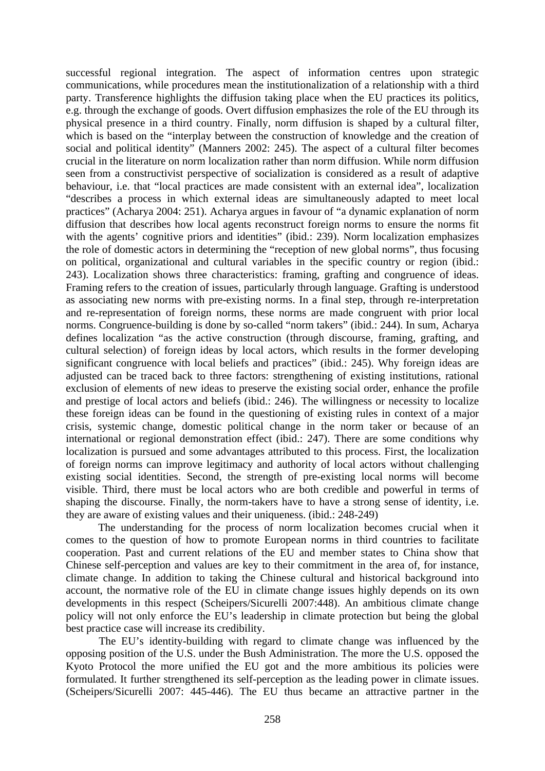successful regional integration. The aspect of information centres upon strategic communications, while procedures mean the institutionalization of a relationship with a third party. Transference highlights the diffusion taking place when the EU practices its politics, e.g. through the exchange of goods. Overt diffusion emphasizes the role of the EU through its physical presence in a third country. Finally, norm diffusion is shaped by a cultural filter, which is based on the "interplay between the construction of knowledge and the creation of social and political identity" (Manners 2002: 245). The aspect of a cultural filter becomes crucial in the literature on norm localization rather than norm diffusion. While norm diffusion seen from a constructivist perspective of socialization is considered as a result of adaptive behaviour, i.e. that "local practices are made consistent with an external idea", localization "describes a process in which external ideas are simultaneously adapted to meet local practices" (Acharya 2004: 251). Acharya argues in favour of "a dynamic explanation of norm diffusion that describes how local agents reconstruct foreign norms to ensure the norms fit with the agents' cognitive priors and identities" (ibid.: 239). Norm localization emphasizes the role of domestic actors in determining the "reception of new global norms", thus focusing on political, organizational and cultural variables in the specific country or region (ibid.: 243). Localization shows three characteristics: framing, grafting and congruence of ideas. Framing refers to the creation of issues, particularly through language. Grafting is understood as associating new norms with pre-existing norms. In a final step, through re-interpretation and re-representation of foreign norms, these norms are made congruent with prior local norms. Congruence-building is done by so-called "norm takers" (ibid.: 244). In sum, Acharya defines localization "as the active construction (through discourse, framing, grafting, and cultural selection) of foreign ideas by local actors, which results in the former developing significant congruence with local beliefs and practices" (ibid.: 245). Why foreign ideas are adjusted can be traced back to three factors: strengthening of existing institutions, rational exclusion of elements of new ideas to preserve the existing social order, enhance the profile and prestige of local actors and beliefs (ibid.: 246). The willingness or necessity to localize these foreign ideas can be found in the questioning of existing rules in context of a major crisis, systemic change, domestic political change in the norm taker or because of an international or regional demonstration effect (ibid.: 247). There are some conditions why localization is pursued and some advantages attributed to this process. First, the localization of foreign norms can improve legitimacy and authority of local actors without challenging existing social identities. Second, the strength of pre-existing local norms will become visible. Third, there must be local actors who are both credible and powerful in terms of shaping the discourse. Finally, the norm-takers have to have a strong sense of identity, i.e. they are aware of existing values and their uniqueness. (ibid.: 248-249)

The understanding for the process of norm localization becomes crucial when it comes to the question of how to promote European norms in third countries to facilitate cooperation. Past and current relations of the EU and member states to China show that Chinese self-perception and values are key to their commitment in the area of, for instance, climate change. In addition to taking the Chinese cultural and historical background into account, the normative role of the EU in climate change issues highly depends on its own developments in this respect (Scheipers/Sicurelli 2007:448). An ambitious climate change policy will not only enforce the EU's leadership in climate protection but being the global best practice case will increase its credibility.

The EU's identity-building with regard to climate change was influenced by the opposing position of the U.S. under the Bush Administration. The more the U.S. opposed the Kyoto Protocol the more unified the EU got and the more ambitious its policies were formulated. It further strengthened its self-perception as the leading power in climate issues. (Scheipers/Sicurelli 2007: 445-446). The EU thus became an attractive partner in the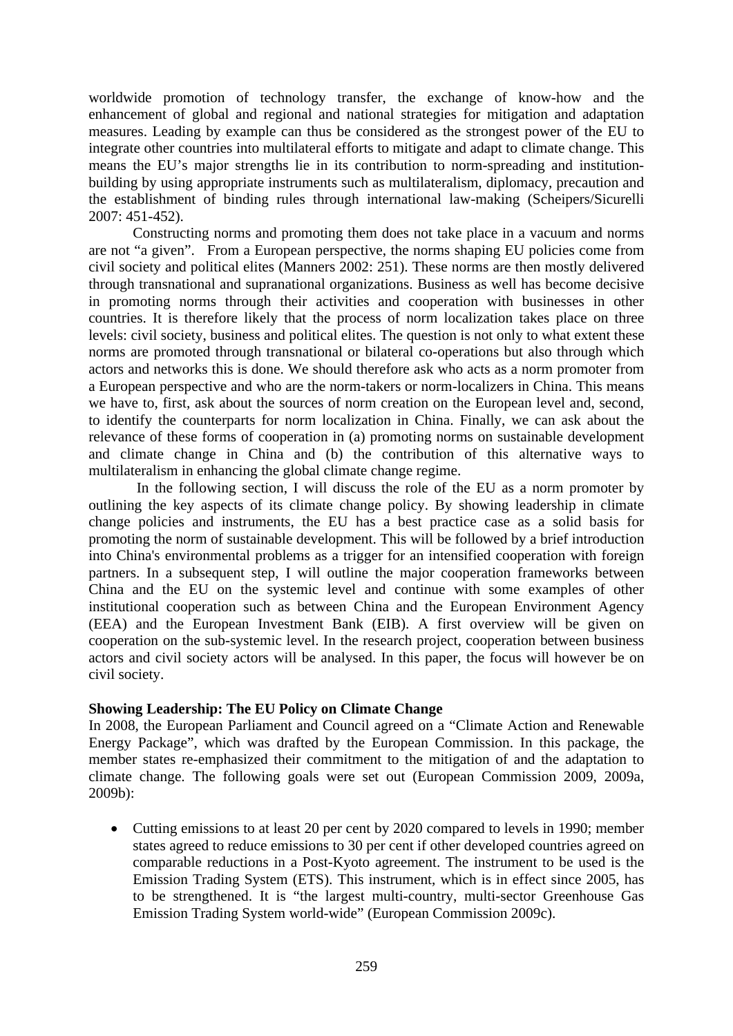worldwide promotion of technology transfer, the exchange of know-how and the enhancement of global and regional and national strategies for mitigation and adaptation measures. Leading by example can thus be considered as the strongest power of the EU to integrate other countries into multilateral efforts to mitigate and adapt to climate change. This means the EU's major strengths lie in its contribution to norm-spreading and institution-building by using appropriate instruments such as multilateralism, diplomacy, precaution and the establishment of binding rules through international law-making (Scheipers/Sicurelli 2007: 451-452).

Constructing norms and promoting them does not take place in a vacuum and norms are not "a given". From a European perspective, the norms shaping EU policies come from civil society and political elites (Manners 2002: 251). These norms are then mostly delivered through transnational and supranational organizations. Business as well has become decisive in promoting norms through their activities and cooperation with businesses in other countries. It is therefore likely that the process of norm localization takes place on three levels: civil society, business and political elites. The question is not only to what extent these norms are promoted through transnational or bilateral co-operations but also through which actors and networks this is done. We should therefore ask who acts as a norm promoter from a European perspective and who are the norm-takers or norm-localizers in China. This means we have to, first, ask about the sources of norm creation on the European level and, second, to identify the counterparts for norm localization in China. Finally, we can ask about the relevance of these forms of cooperation in (a) promoting norms on sustainable development and climate change in China and (b) the contribution of this alternative ways to multilateralism in enhancing the global climate change regime.

In the following section, I will discuss the role of the EU as a norm promoter by outlining the key aspects of its climate change policy. By showing leadership in climate change policies and instruments, the EU has a best practice case as a solid basis for promoting the norm of sustainable development. This will be followed by a brief introduction into China's environmental problems as a trigger for an intensified cooperation with foreign partners. In a subsequent step, I will outline the major cooperation frameworks between China and the EU on the systemic level and continue with some examples of other institutional cooperation such as between China and the European Environment Agency (EEA) and the European Investment Bank (EIB). A first overview will be given on cooperation on the sub-systemic level. In the research project, cooperation between business actors and civil society actors will be analysed. In this paper, the focus will however be on civil society.

**Showing Leadership: The EU Policy on Climate Change**

In 2008, the European Parliament and Council agreed on a "Climate Action and Renewable Energy Package", which was drafted by the European Commission. In this package, the member states re-emphasized their commitment to the mitigation of and the adaptation to climate change. The following goals were set out (European Commission 2009, 2009a, 2009b):

- Cutting emissions to at least 20 per cent by 2020 compared to levels in 1990; member states agreed to reduce emissions to 30 per cent if other developed countries agreed on comparable reductions in a Post-Kyoto agreement. The instrument to be used is the Emission Trading System (ETS). This instrument, which is in effect since 2005, has to be strengthened. It is "the largest multi-country, multi-sector Greenhouse Gas Emission Trading System world-wide" (European Commission 2009c).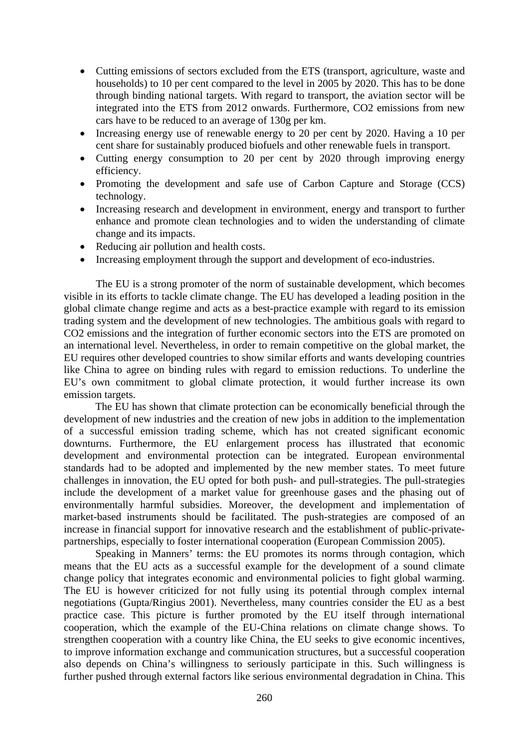- Cutting emissions of sectors excluded from the ETS (transport, agriculture, waste and households) to 10 per cent compared to the level in 2005 by 2020. This has to be done through binding national targets. With regard to transport, the aviation sector will be integrated into the ETS from 2012 onwards. Furthermore, $CO_2$ emissions from new cars have to be reduced to an average of 130g per km.
- Increasing energy use of renewable energy to 20 per cent by 2020. Having a 10 per cent share for sustainably produced biofuels and other renewable fuels in transport.
- Cutting energy consumption to 20 per cent by 2020 through improving energy efficiency.
- Promoting the development and safe use of Carbon Capture and Storage (CCS) technology.
- Increasing research and development in environment, energy and transport to further enhance and promote clean technologies and to widen the understanding of climate change and its impacts.
- Reducing air pollution and health costs.
- Increasing employment through the support and development of eco-industries.

The EU is a strong promoter of the norm of sustainable development, which becomes visible in its efforts to tackle climate change. The EU has developed a leading position in the global climate change regime and acts as a best-practice example with regard to its emission trading system and the development of new technologies. The ambitious goals with regard to $CO_2$ emissions and the integration of further economic sectors into the ETS are promoted on an international level. Nevertheless, in order to remain competitive on the global market, the EU requires other developed countries to show similar efforts and wants developing countries like China to agree on binding rules with regard to emission reductions. To underline the EU's own commitment to global climate protection, it would further increase its own emission targets.

The EU has shown that climate protection can be economically beneficial through the development of new industries and the creation of new jobs in addition to the implementation of a successful emission trading scheme, which has not created significant economic downturns. Furthermore, the EU enlargement process has illustrated that economic development and environmental protection can be integrated. European environmental standards had to be adopted and implemented by the new member states. To meet future challenges in innovation, the EU opted for both push- and pull-strategies. The pull-strategies include the development of a market value for greenhouse gases and the phasing out of environmentally harmful subsidies. Moreover, the development and implementation of market-based instruments should be facilitated. The push-strategies are composed of an increase in financial support for innovative research and the establishment of public-private-partnerships, especially to foster international cooperation (European Commission 2005).

Speaking in Manners' terms: the EU promotes its norms through contagion, which means that the EU acts as a successful example for the development of a sound climate change policy that integrates economic and environmental policies to fight global warming. The EU is however criticized for not fully using its potential through complex internal negotiations (Gupta/Ringius 2001). Nevertheless, many countries consider the EU as a best practice case. This picture is further promoted by the EU itself through international cooperation, which the example of the EU-China relations on climate change shows. To strengthen cooperation with a country like China, the EU seeks to give economic incentives, to improve information exchange and communication structures, but a successful cooperation also depends on China's willingness to seriously participate in this. Such willingness is further pushed through external factors like serious environmental degradation in China. This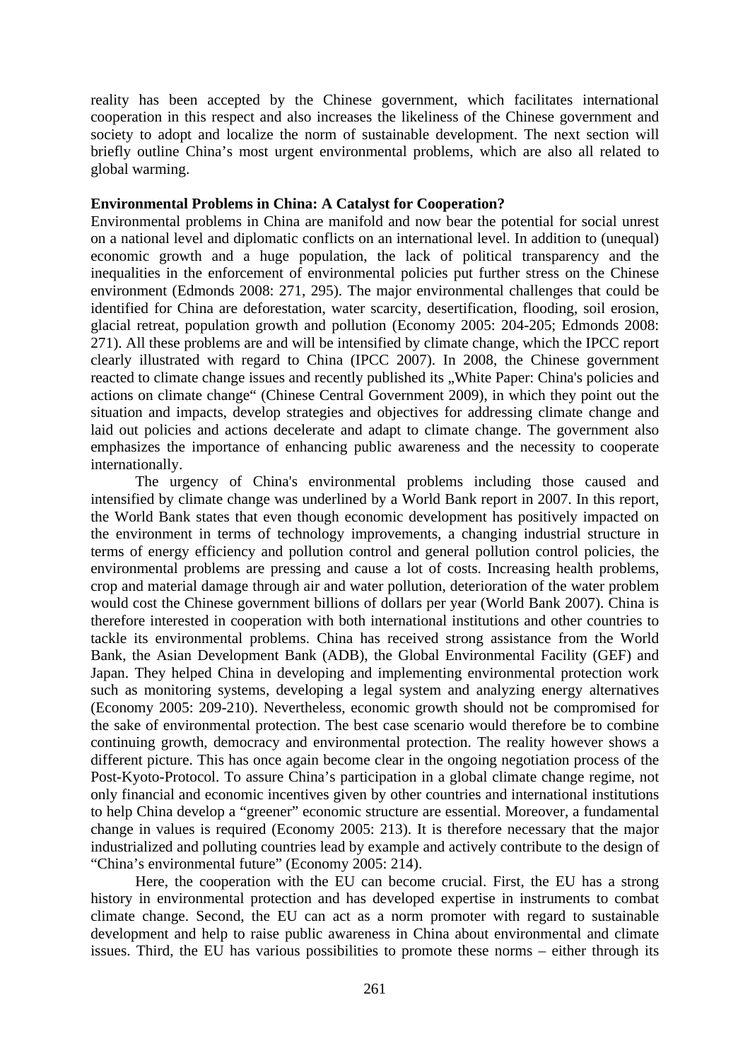reality has been accepted by the Chinese government, which facilitates international cooperation in this respect and also increases the likeliness of the Chinese government and society to adopt and localize the norm of sustainable development. The next section will briefly outline China's most urgent environmental problems, which are also all related to global warming.

**Environmental Problems in China: A Catalyst for Cooperation?**

Environmental problems in China are manifold and now bear the potential for social unrest on a national level and diplomatic conflicts on an international level. In addition to (unequal) economic growth and a huge population, the lack of political transparency and the inequalities in the enforcement of environmental policies put further stress on the Chinese environment (Edmonds 2008: 271, 295). The major environmental challenges that could be identified for China are deforestation, water scarcity, desertification, flooding, soil erosion, glacial retreat, population growth and pollution (Economy 2005: 204-205; Edmonds 2008: 271). All these problems are and will be intensified by climate change, which the IPCC report clearly illustrated with regard to China (IPCC 2007). In 2008, the Chinese government reacted to climate change issues and recently published its „White Paper: China's policies and actions on climate change" (Chinese Central Government 2009), in which they point out the situation and impacts, develop strategies and objectives for addressing climate change and laid out policies and actions decelerate and adapt to climate change. The government also emphasizes the importance of enhancing public awareness and the necessity to cooperate internationally.

The urgency of China's environmental problems including those caused and intensified by climate change was underlined by a World Bank report in 2007. In this report, the World Bank states that even though economic development has positively impacted on the environment in terms of technology improvements, a changing industrial structure in terms of energy efficiency and pollution control and general pollution control policies, the environmental problems are pressing and cause a lot of costs. Increasing health problems, crop and material damage through air and water pollution, deterioration of the water problem would cost the Chinese government billions of dollars per year (World Bank 2007). China is therefore interested in cooperation with both international institutions and other countries to tackle its environmental problems. China has received strong assistance from the World Bank, the Asian Development Bank (ADB), the Global Environmental Facility (GEF) and Japan. They helped China in developing and implementing environmental protection work such as monitoring systems, developing a legal system and analyzing energy alternatives (Economy 2005: 209-210). Nevertheless, economic growth should not be compromised for the sake of environmental protection. The best case scenario would therefore be to combine continuing growth, democracy and environmental protection. The reality however shows a different picture. This has once again become clear in the ongoing negotiation process of the Post-Kyoto-Protocol. To assure China's participation in a global climate change regime, not only financial and economic incentives given by other countries and international institutions to help China develop a "greener" economic structure are essential. Moreover, a fundamental change in values is required (Economy 2005: 213). It is therefore necessary that the major industrialized and polluting countries lead by example and actively contribute to the design of "China's environmental future" (Economy 2005: 214).

Here, the cooperation with the EU can become crucial. First, the EU has a strong history in environmental protection and has developed expertise in instruments to combat climate change. Second, the EU can act as a norm promoter with regard to sustainable development and help to raise public awareness in China about environmental and climate issues. Third, the EU has various possibilities to promote these norms – either through its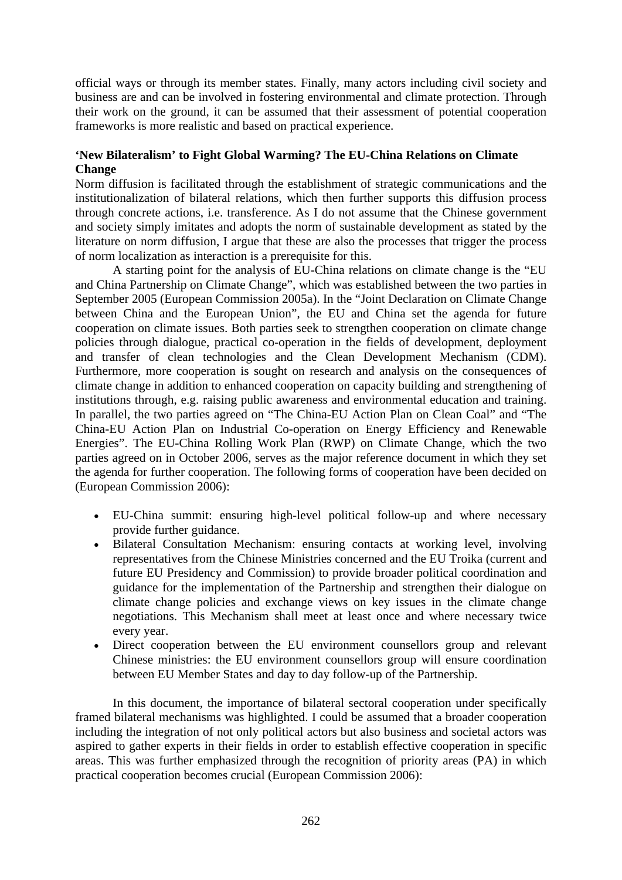official ways or through its member states. Finally, many actors including civil society and business are and can be involved in fostering environmental and climate protection. Through their work on the ground, it can be assumed that their assessment of potential cooperation frameworks is more realistic and based on practical experience.

**'New Bilateralism' to Fight Global Warming? The EU-China Relations on Climate Change**

Norm diffusion is facilitated through the establishment of strategic communications and the institutionalization of bilateral relations, which then further supports this diffusion process through concrete actions, i.e. transference. As I do not assume that the Chinese government and society simply imitates and adopts the norm of sustainable development as stated by the literature on norm diffusion, I argue that these are also the processes that trigger the process of norm localization as interaction is a prerequisite for this.

A starting point for the analysis of EU-China relations on climate change is the "EU and China Partnership on Climate Change", which was established between the two parties in September 2005 (European Commission 2005a). In the "Joint Declaration on Climate Change between China and the European Union", the EU and China set the agenda for future cooperation on climate issues. Both parties seek to strengthen cooperation on climate change policies through dialogue, practical co-operation in the fields of development, deployment and transfer of clean technologies and the Clean Development Mechanism (CDM). Furthermore, more cooperation is sought on research and analysis on the consequences of climate change in addition to enhanced cooperation on capacity building and strengthening of institutions through, e.g. raising public awareness and environmental education and training. In parallel, the two parties agreed on "The China-EU Action Plan on Clean Coal" and "The China-EU Action Plan on Industrial Co-operation on Energy Efficiency and Renewable Energies". The EU-China Rolling Work Plan (RWP) on Climate Change, which the two parties agreed on in October 2006, serves as the major reference document in which they set the agenda for further cooperation. The following forms of cooperation have been decided on (European Commission 2006):

- EU-China summit: ensuring high-level political follow-up and where necessary provide further guidance.
- Bilateral Consultation Mechanism: ensuring contacts at working level, involving representatives from the Chinese Ministries concerned and the EU Troika (current and future EU Presidency and Commission) to provide broader political coordination and guidance for the implementation of the Partnership and strengthen their dialogue on climate change policies and exchange views on key issues in the climate change negotiations. This Mechanism shall meet at least once and where necessary twice every year.
- Direct cooperation between the EU environment counsellors group and relevant Chinese ministries: the EU environment counsellors group will ensure coordination between EU Member States and day to day follow-up of the Partnership.

In this document, the importance of bilateral sectoral cooperation under specifically framed bilateral mechanisms was highlighted. I could be assumed that a broader cooperation including the integration of not only political actors but also business and societal actors was aspired to gather experts in their fields in order to establish effective cooperation in specific areas. This was further emphasized through the recognition of priority areas (PA) in which practical cooperation becomes crucial (European Commission 2006):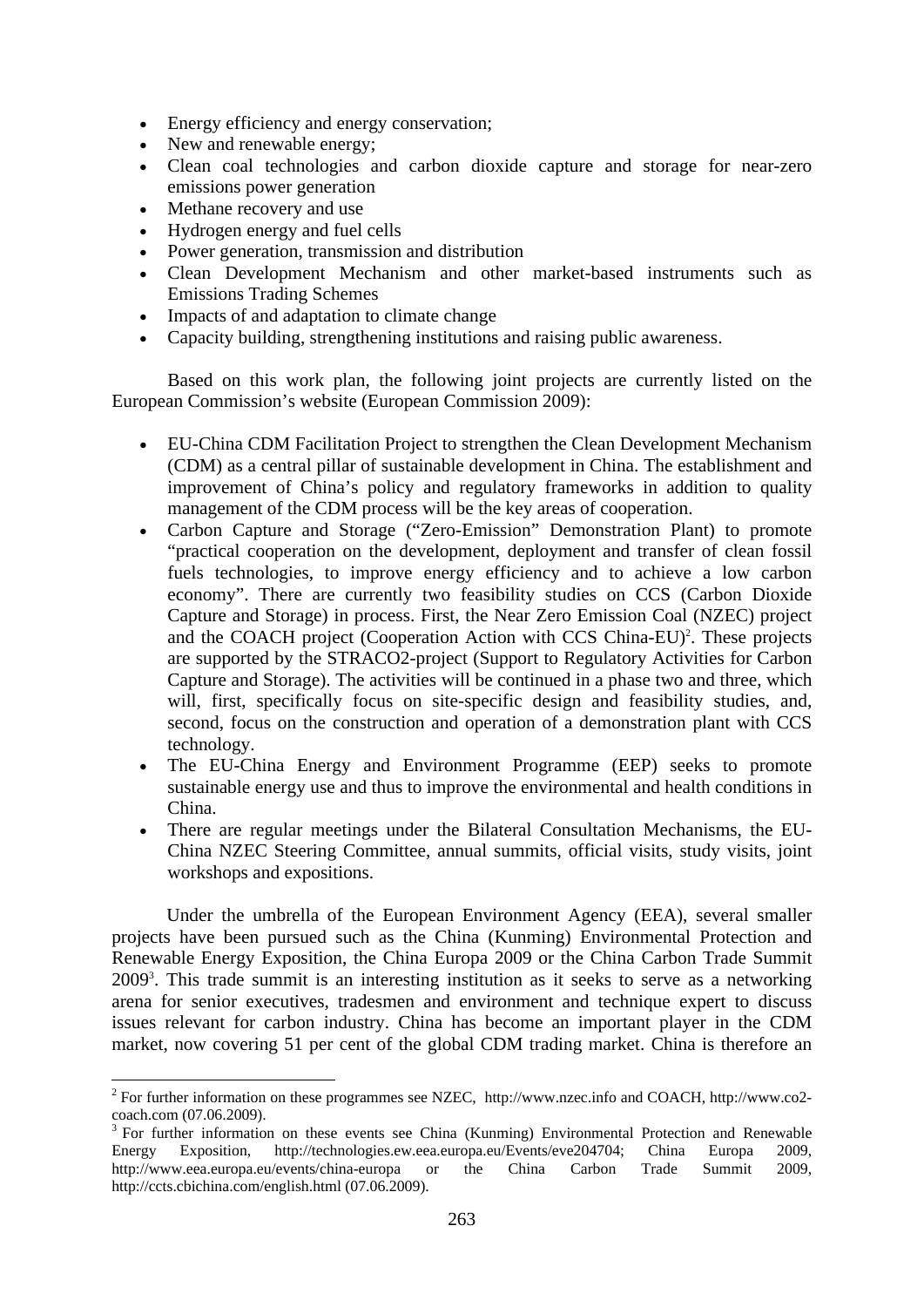- Energy efficiency and energy conservation;
- New and renewable energy;
- Clean coal technologies and carbon dioxide capture and storage for near-zero emissions power generation
- Methane recovery and use
- Hydrogen energy and fuel cells
- Power generation, transmission and distribution
- Clean Development Mechanism and other market-based instruments such as Emissions Trading Schemes
- Impacts of and adaptation to climate change
- Capacity building, strengthening institutions and raising public awareness.

Based on this work plan, the following joint projects are currently listed on the European Commission's website (European Commission 2009):

- EU-China CDM Facilitation Project to strengthen the Clean Development Mechanism (CDM) as a central pillar of sustainable development in China. The establishment and improvement of China's policy and regulatory frameworks in addition to quality management of the CDM process will be the key areas of cooperation.
- Carbon Capture and Storage ("Zero-Emission" Demonstration Plant) to promote "practical cooperation on the development, deployment and transfer of clean fossil fuels technologies, to improve energy efficiency and to achieve a low carbon economy". There are currently two feasibility studies on CCS (Carbon Dioxide Capture and Storage) in process. First, the Near Zero Emission Coal (NZEC) project and the COACH project (Cooperation Action with CCS China-EU)[2]. These projects are supported by the STRACO2-project (Support to Regulatory Activities for Carbon Capture and Storage). The activities will be continued in a phase two and three, which will, first, specifically focus on site-specific design and feasibility studies, and, second, focus on the construction and operation of a demonstration plant with CCS technology.
- The EU-China Energy and Environment Programme (EEP) seeks to promote sustainable energy use and thus to improve the environmental and health conditions in China.
- There are regular meetings under the Bilateral Consultation Mechanisms, the EU-China NZEC Steering Committee, annual summits, official visits, study visits, joint workshops and expositions.

Under the umbrella of the European Environment Agency (EEA), several smaller projects have been pursued such as the China (Kunming) Environmental Protection and Renewable Energy Exposition, the China Europa 2009 or the China Carbon Trade Summit 2009[3]. This trade summit is an interesting institution as it seeks to serve as a networking arena for senior executives, tradesmen and environment and technique expert to discuss issues relevant for carbon industry. China has become an important player in the CDM market, now covering 51 per cent of the global CDM trading market. China is therefore an

[2] For further information on these programmes see NZEC, http://www.nzec.info and COACH, http://www.co2-coach.com (07.06.2009).

[3] For further information on these events see China (Kunming) Environmental Protection and Renewable Energy Exposition, http://technologies.ew.eea.europa.eu/Events/eve204704; China Europa 2009, http://www.eea.europa.eu/events/china-europa or the China Carbon Trade Summit 2009, http://ccts.cbichina.com/english.html (07.06.2009).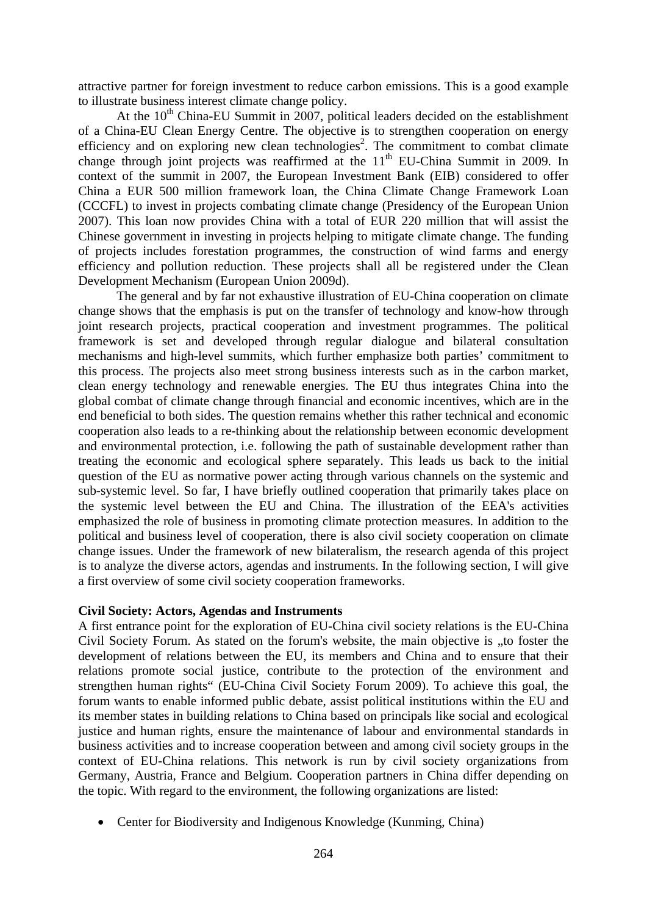attractive partner for foreign investment to reduce carbon emissions. This is a good example to illustrate business interest climate change policy.

At the 10th China-EU Summit in 2007, political leaders decided on the establishment of a China-EU Clean Energy Centre. The objective is to strengthen cooperation on energy efficiency and on exploring new clean technologies[2]. The commitment to combat climate change through joint projects was reaffirmed at the 11th EU-China Summit in 2009. In context of the summit in 2007, the European Investment Bank (EIB) considered to offer China a EUR 500 million framework loan, the China Climate Change Framework Loan (CCCFL) to invest in projects combating climate change (Presidency of the European Union 2007). This loan now provides China with a total of EUR 220 million that will assist the Chinese government in investing in projects helping to mitigate climate change. The funding of projects includes forestation programmes, the construction of wind farms and energy efficiency and pollution reduction. These projects shall all be registered under the Clean Development Mechanism (European Union 2009d).

The general and by far not exhaustive illustration of EU-China cooperation on climate change shows that the emphasis is put on the transfer of technology and know-how through joint research projects, practical cooperation and investment programmes. The political framework is set and developed through regular dialogue and bilateral consultation mechanisms and high-level summits, which further emphasize both parties' commitment to this process. The projects also meet strong business interests such as in the carbon market, clean energy technology and renewable energies. The EU thus integrates China into the global combat of climate change through financial and economic incentives, which are in the end beneficial to both sides. The question remains whether this rather technical and economic cooperation also leads to a re-thinking about the relationship between economic development and environmental protection, i.e. following the path of sustainable development rather than treating the economic and ecological sphere separately. This leads us back to the initial question of the EU as normative power acting through various channels on the systemic and sub-systemic level. So far, I have briefly outlined cooperation that primarily takes place on the systemic level between the EU and China. The illustration of the EEA's activities emphasized the role of business in promoting climate protection measures. In addition to the political and business level of cooperation, there is also civil society cooperation on climate change issues. Under the framework of new bilateralism, the research agenda of this project is to analyze the diverse actors, agendas and instruments. In the following section, I will give a first overview of some civil society cooperation frameworks.

**Civil Society: Actors, Agendas and Instruments**

A first entrance point for the exploration of EU-China civil society relations is the EU-China Civil Society Forum. As stated on the forum's website, the main objective is „to foster the development of relations between the EU, its members and China and to ensure that their relations promote social justice, contribute to the protection of the environment and strengthen human rights" (EU-China Civil Society Forum 2009). To achieve this goal, the forum wants to enable informed public debate, assist political institutions within the EU and its member states in building relations to China based on principals like social and ecological justice and human rights, ensure the maintenance of labour and environmental standards in business activities and to increase cooperation between and among civil society groups in the context of EU-China relations. This network is run by civil society organizations from Germany, Austria, France and Belgium. Cooperation partners in China differ depending on the topic. With regard to the environment, the following organizations are listed:

- Center for Biodiversity and Indigenous Knowledge (Kunming, China)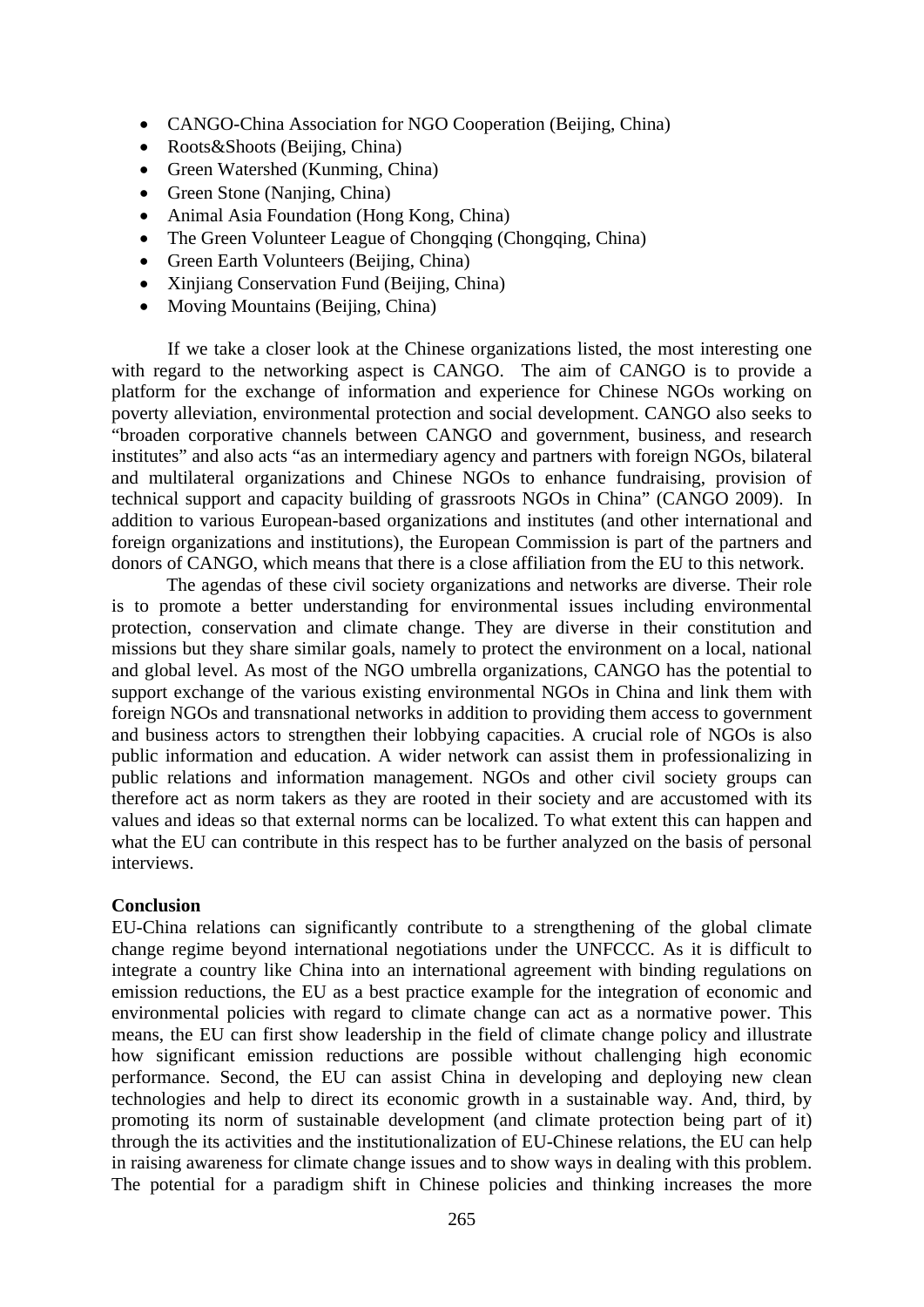- CANGO-China Association for NGO Cooperation (Beijing, China)
- Roots&Shoots (Beijing, China)
- Green Watershed (Kunming, China)
- Green Stone (Nanjing, China)
- Animal Asia Foundation (Hong Kong, China)
- The Green Volunteer League of Chongqing (Chongqing, China)
- Green Earth Volunteers (Beijing, China)
- Xinjiang Conservation Fund (Beijing, China)
- Moving Mountains (Beijing, China)

If we take a closer look at the Chinese organizations listed, the most interesting one with regard to the networking aspect is CANGO. The aim of CANGO is to provide a platform for the exchange of information and experience for Chinese NGOs working on poverty alleviation, environmental protection and social development. CANGO also seeks to "broaden corporative channels between CANGO and government, business, and research institutes" and also acts "as an intermediary agency and partners with foreign NGOs, bilateral and multilateral organizations and Chinese NGOs to enhance fundraising, provision of technical support and capacity building of grassroots NGOs in China" (CANGO 2009). In addition to various European-based organizations and institutes (and other international and foreign organizations and institutions), the European Commission is part of the partners and donors of CANGO, which means that there is a close affiliation from the EU to this network.

The agendas of these civil society organizations and networks are diverse. Their role is to promote a better understanding for environmental issues including environmental protection, conservation and climate change. They are diverse in their constitution and missions but they share similar goals, namely to protect the environment on a local, national and global level. As most of the NGO umbrella organizations, CANGO has the potential to support exchange of the various existing environmental NGOs in China and link them with foreign NGOs and transnational networks in addition to providing them access to government and business actors to strengthen their lobbying capacities. A crucial role of NGOs is also public information and education. A wider network can assist them in professionalizing in public relations and information management. NGOs and other civil society groups can therefore act as norm takers as they are rooted in their society and are accustomed with its values and ideas so that external norms can be localized. To what extent this can happen and what the EU can contribute in this respect has to be further analyzed on the basis of personal interviews.

**Conclusion**

EU-China relations can significantly contribute to a strengthening of the global climate change regime beyond international negotiations under the UNFCCC. As it is difficult to integrate a country like China into an international agreement with binding regulations on emission reductions, the EU as a best practice example for the integration of economic and environmental policies with regard to climate change can act as a normative power. This means, the EU can first show leadership in the field of climate change policy and illustrate how significant emission reductions are possible without challenging high economic performance. Second, the EU can assist China in developing and deploying new clean technologies and help to direct its economic growth in a sustainable way. And, third, by promoting its norm of sustainable development (and climate protection being part of it) through the its activities and the institutionalization of EU-Chinese relations, the EU can help in raising awareness for climate change issues and to show ways in dealing with this problem. The potential for a paradigm shift in Chinese policies and thinking increases the more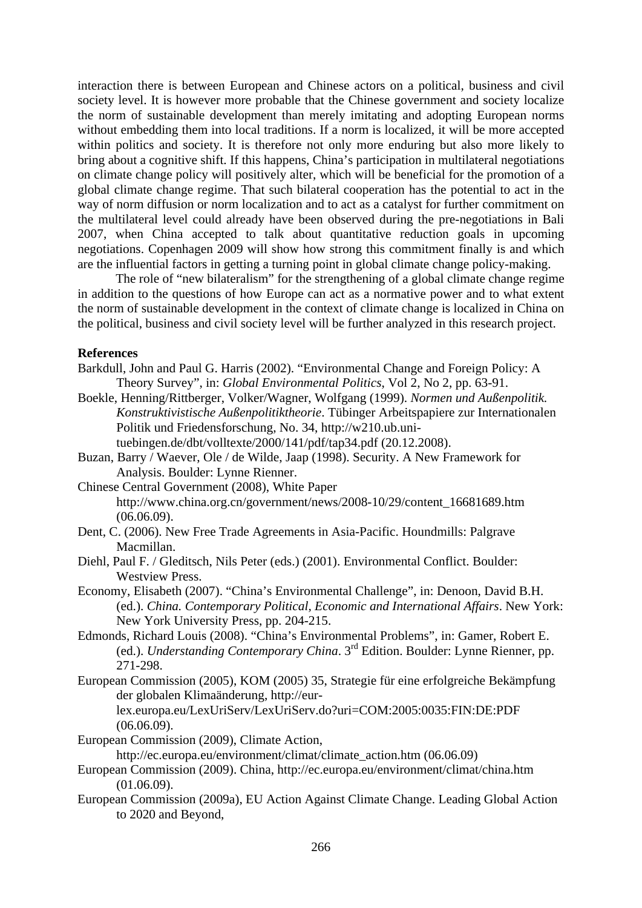interaction there is between European and Chinese actors on a political, business and civil society level. It is however more probable that the Chinese government and society localize the norm of sustainable development than merely imitating and adopting European norms without embedding them into local traditions. If a norm is localized, it will be more accepted within politics and society. It is therefore not only more enduring but also more likely to bring about a cognitive shift. If this happens, China's participation in multilateral negotiations on climate change policy will positively alter, which will be beneficial for the promotion of a global climate change regime. That such bilateral cooperation has the potential to act in the way of norm diffusion or norm localization and to act as a catalyst for further commitment on the multilateral level could already have been observed during the pre-negotiations in Bali 2007, when China accepted to talk about quantitative reduction goals in upcoming negotiations. Copenhagen 2009 will show how strong this commitment finally is and which are the influential factors in getting a turning point in global climate change policy-making.

The role of "new bilateralism" for the strengthening of a global climate change regime in addition to the questions of how Europe can act as a normative power and to what extent the norm of sustainable development in the context of climate change is localized in China on the political, business and civil society level will be further analyzed in this research project.

**References**

Barkdull, John and Paul G. Harris (2002). "Environmental Change and Foreign Policy: A Theory Survey", in: *Global Environmental Politics*, Vol 2, No 2, pp. 63-91.

Boekle, Henning/Rittberger, Volker/Wagner, Wolfgang (1999). *Normen und Außenpolitik. Konstruktivistische Außenpolitiktheorie*. Tübinger Arbeitspapiere zur Internationalen Politik und Friedensforschung, No. 34, http://w210.ub.uni-tuebingen.de/dbt/volltexte/2000/141/pdf/tap34.pdf (20.12.2008).

Buzan, Barry / Waever, Ole / de Wilde, Jaap (1998). Security. A New Framework for Analysis. Boulder: Lynne Rienner.

Chinese Central Government (2008), White Paper http://www.china.org.cn/government/news/2008-10/29/content_16681689.htm (06.06.09).

Dent, C. (2006). New Free Trade Agreements in Asia-Pacific. Houndmills: Palgrave Macmillan.

Diehl, Paul F. / Gleditsch, Nils Peter (eds.) (2001). Environmental Conflict. Boulder: Westview Press.

Economy, Elisabeth (2007). "China's Environmental Challenge", in: Denoon, David B.H. (ed.). *China. Contemporary Political, Economic and International Affairs*. New York: New York University Press, pp. 204-215.

Edmonds, Richard Louis (2008). "China's Environmental Problems", in: Gamer, Robert E. (ed.). *Understanding Contemporary China*. 3rd Edition. Boulder: Lynne Rienner, pp. 271-298.

European Commission (2005), KOM (2005) 35, Strategie für eine erfolgreiche Bekämpfung der globalen Klimaänderung, http://eur-lex.europa.eu/LexUriServ/LexUriServ.do?uri=COM:2005:0035:FIN:DE:PDF (06.06.09).

European Commission (2009), Climate Action, http://ec.europa.eu/environment/climat/climate_action.htm (06.06.09)

European Commission (2009). China, http://ec.europa.eu/environment/climat/china.htm (01.06.09).

European Commission (2009a), EU Action Against Climate Change. Leading Global Action to 2020 and Beyond,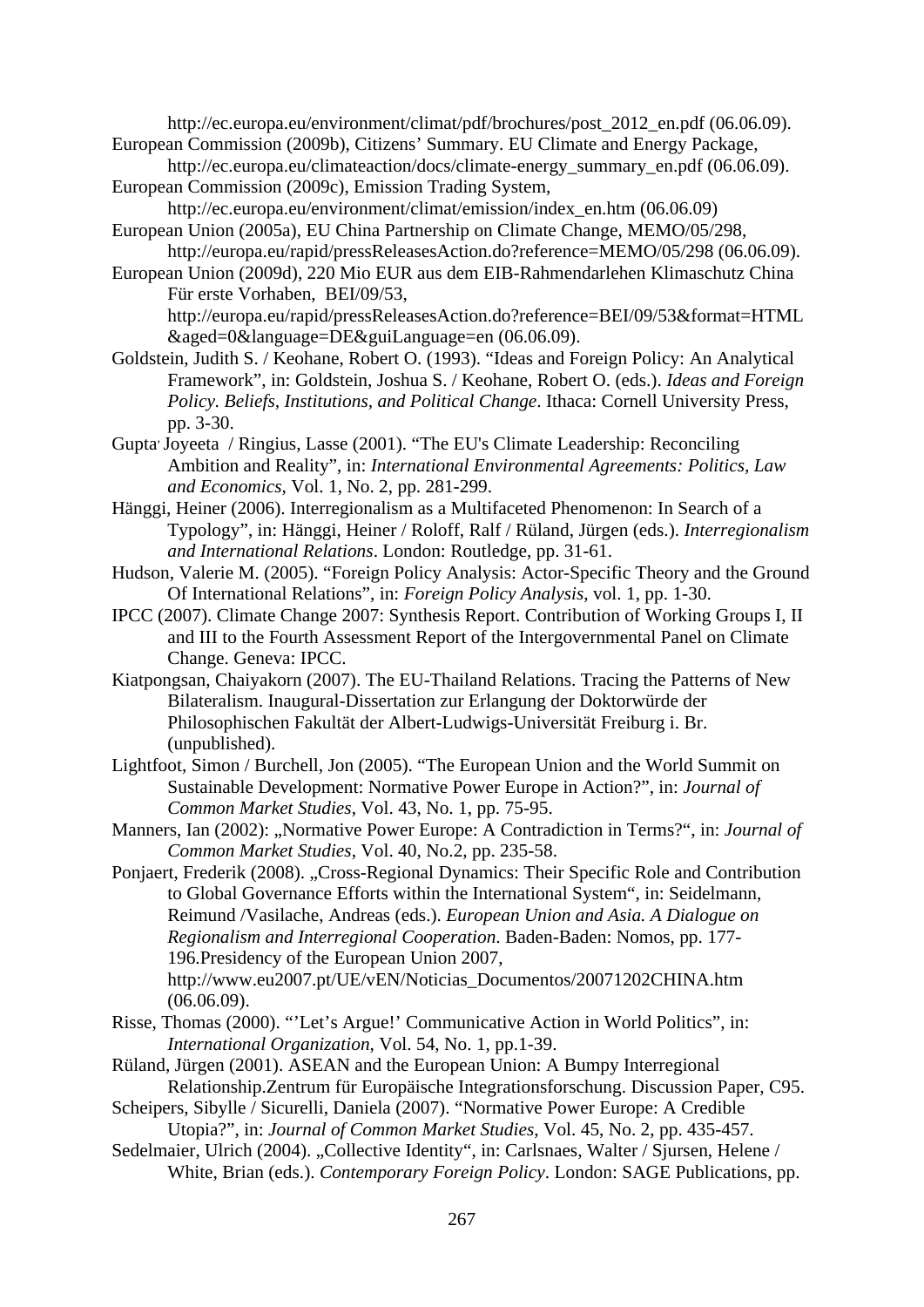http://ec.europa.eu/environment/climat/pdf/brochures/post_2012_en.pdf (06.06.09).

European Commission (2009b), Citizens' Summary. EU Climate and Energy Package, http://ec.europa.eu/climateaction/docs/climate-energy_summary_en.pdf (06.06.09).

European Commission (2009c), Emission Trading System, http://ec.europa.eu/environment/climat/emission/index_en.htm (06.06.09)

European Union (2005a), EU China Partnership on Climate Change, MEMO/05/298, http://europa.eu/rapid/pressReleasesAction.do?reference=MEMO/05/298 (06.06.09).

European Union (2009d), 220 Mio EUR aus dem EIB-Rahmendarlehen Klimaschutz China Für erste Vorhaben, BEI/09/53, http://europa.eu/rapid/pressReleasesAction.do?reference=BEI/09/53&format=HTML&aged=0&language=DE&guiLanguage=en (06.06.09).

Goldstein, Judith S. / Keohane, Robert O. (1993). "Ideas and Foreign Policy: An Analytical Framework", in: Goldstein, Joshua S. / Keohane, Robert O. (eds.). *Ideas and Foreign Policy. Beliefs, Institutions, and Political Change*. Ithaca: Cornell University Press, pp. 3-30.

Gupta, Joyeeta / Ringius, Lasse (2001). "The EU's Climate Leadership: Reconciling Ambition and Reality", in: *International Environmental Agreements: Politics, Law and Economics*, Vol. 1, No. 2, pp. 281-299.

Hänggi, Heiner (2006). Interregionalism as a Multifaceted Phenomenon: In Search of a Typology", in: Hänggi, Heiner / Roloff, Ralf / Rüland, Jürgen (eds.). *Interregionalism and International Relations*. London: Routledge, pp. 31-61.

Hudson, Valerie M. (2005). "Foreign Policy Analysis: Actor-Specific Theory and the Ground Of International Relations", in: *Foreign Policy Analysis*, vol. 1, pp. 1-30.

IPCC (2007). Climate Change 2007: Synthesis Report. Contribution of Working Groups I, II and III to the Fourth Assessment Report of the Intergovernmental Panel on Climate Change. Geneva: IPCC.

Kiatpongsan, Chaiyakorn (2007). The EU-Thailand Relations. Tracing the Patterns of New Bilateralism. Inaugural-Dissertation zur Erlangung der Doktorwürde der Philosophischen Fakultät der Albert-Ludwigs-Universität Freiburg i. Br. (unpublished).

Lightfoot, Simon / Burchell, Jon (2005). "The European Union and the World Summit on Sustainable Development: Normative Power Europe in Action?", in: *Journal of Common Market Studies*, Vol. 43, No. 1, pp. 75-95.

Manners, Ian (2002): „Normative Power Europe: A Contradiction in Terms?", in: *Journal of Common Market Studies*, Vol. 40, No.2, pp. 235-58.

Ponjaert, Frederik (2008). „Cross-Regional Dynamics: Their Specific Role and Contribution to Global Governance Efforts within the International System", in: Seidelmann, Reimund /Vasilache, Andreas (eds.). *European Union and Asia. A Dialogue on Regionalism and Interregional Cooperation*. Baden-Baden: Nomos, pp. 177-196.Presidency of the European Union 2007, http://www.eu2007.pt/UE/vEN/Noticias_Documentos/20071202CHINA.htm (06.06.09).

Risse, Thomas (2000). "'Let's Argue!' Communicative Action in World Politics", in: *International Organization*, Vol. 54, No. 1, pp.1-39.

Rüland, Jürgen (2001). ASEAN and the European Union: A Bumpy Interregional Relationship.Zentrum für Europäische Integrationsforschung. Discussion Paper, C95.

Scheipers, Sibylle / Sicurelli, Daniela (2007). "Normative Power Europe: A Credible Utopia?", in: *Journal of Common Market Studies*, Vol. 45, No. 2, pp. 435-457.

Sedelmaier, Ulrich (2004). „Collective Identity", in: Carlsnaes, Walter / Sjursen, Helene / White, Brian (eds.). *Contemporary Foreign Policy*. London: SAGE Publications, pp.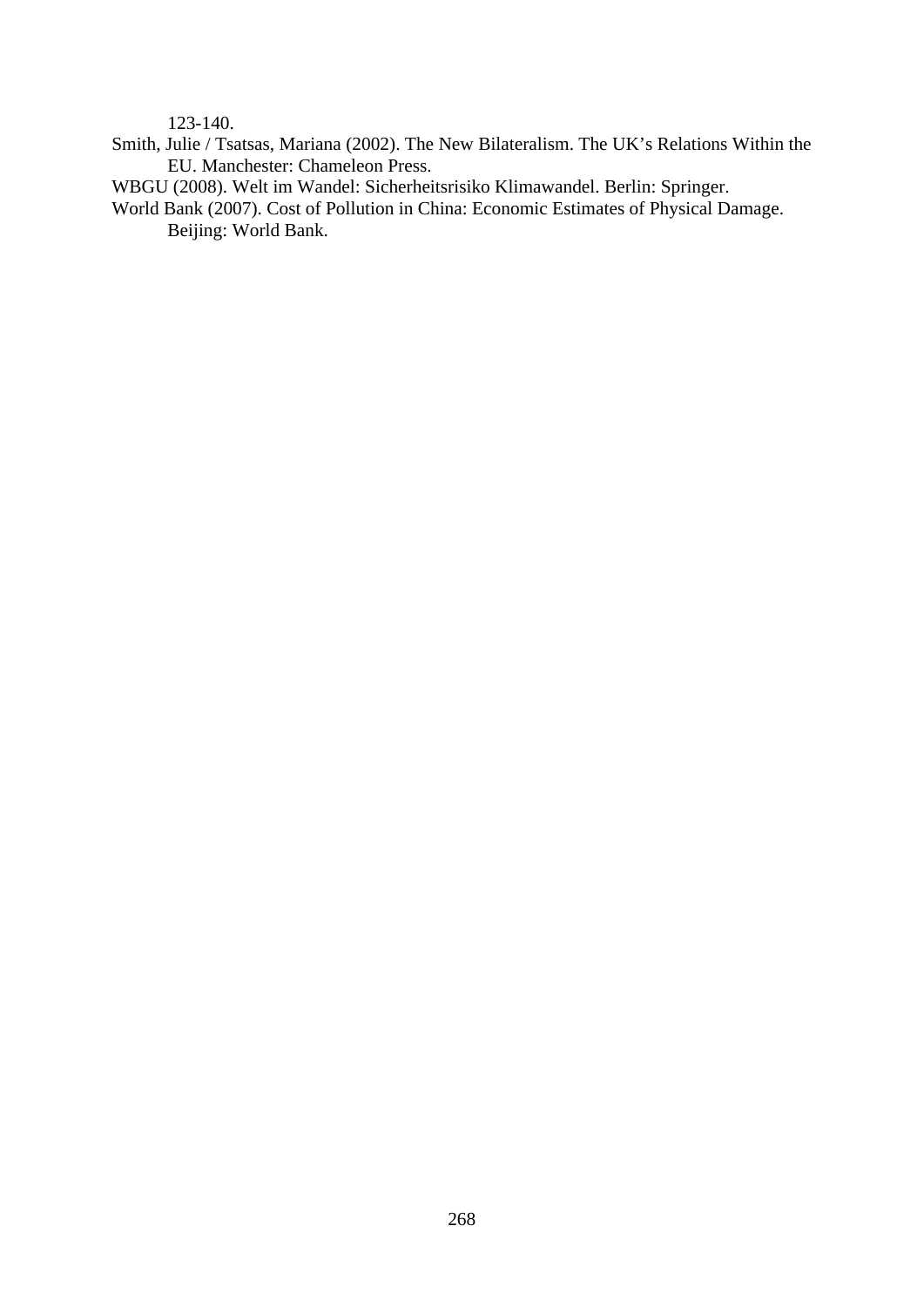123-140.

Smith, Julie / Tsatsas, Mariana (2002). The New Bilateralism. The UK's Relations Within the EU. Manchester: Chameleon Press.

WBGU (2008). Welt im Wandel: Sicherheitsrisiko Klimawandel. Berlin: Springer.

World Bank (2007). Cost of Pollution in China: Economic Estimates of Physical Damage. Beijing: World Bank.